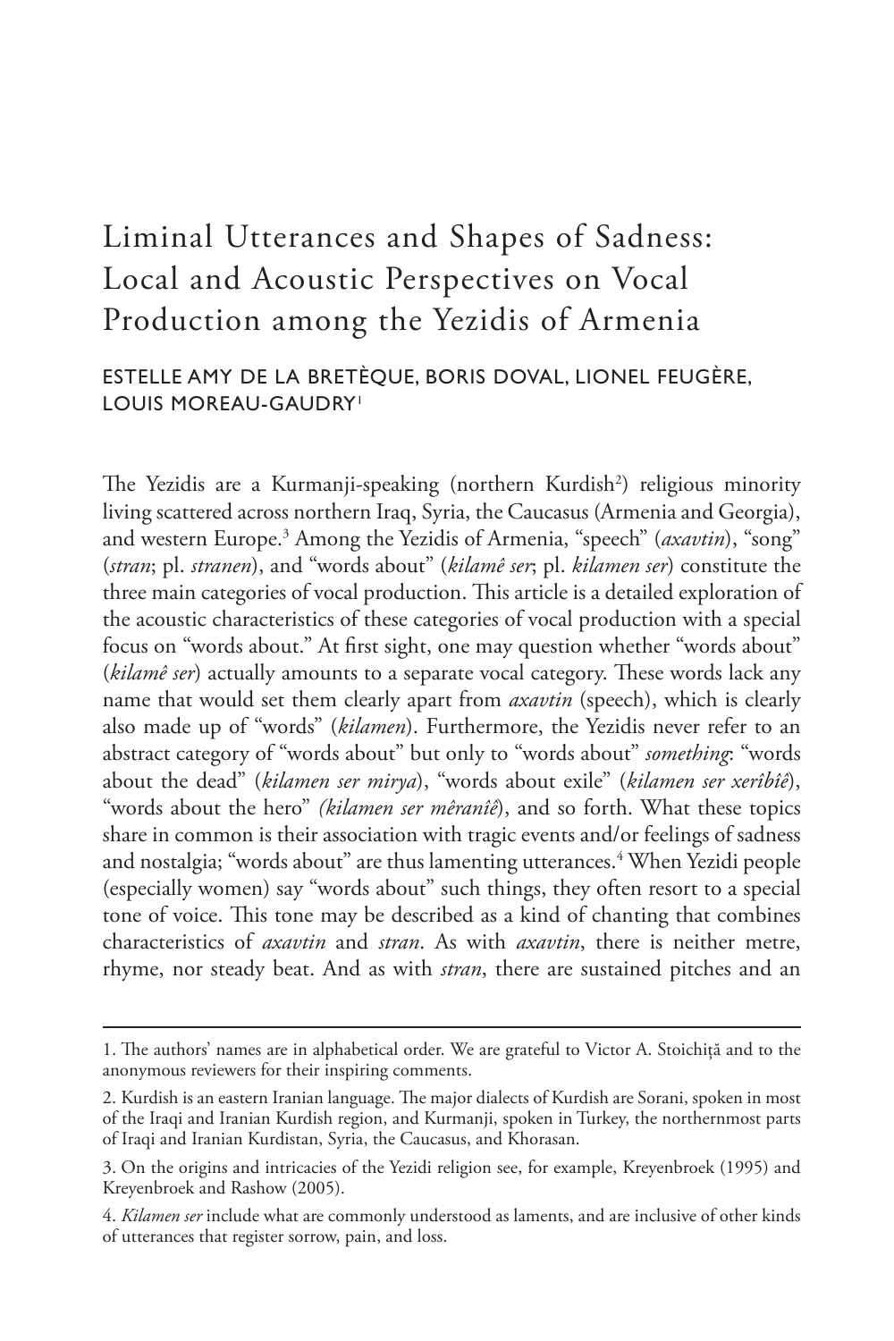# Liminal Utterances and Shapes of Sadness: Local and Acoustic Perspectives on Vocal Production among the Yezidis of Armenia

ESTELLE AMY DE LA BRETÈQUE, BORIS DOVAL, LIONEL FEUGÈRE, LOUIS MOREAU-GAUDRY[1]

The Yezidis are a Kurmanji-speaking (northern Kurdish[2]) religious minority living scattered across northern Iraq, Syria, the Caucasus (Armenia and Georgia), and western Europe.[3] Among the Yezidis of Armenia, "speech" (*axavtin*), "song" (*stran*; pl. *stranen*), and "words about" (*kilamê ser*; pl. *kilamen ser*) constitute the three main categories of vocal production. This article is a detailed exploration of the acoustic characteristics of these categories of vocal production with a special focus on "words about." At first sight, one may question whether "words about" (*kilamê ser*) actually amounts to a separate vocal category. These words lack any name that would set them clearly apart from *axavtin* (speech), which is clearly also made up of "words" (*kilamen*). Furthermore, the Yezidis never refer to an abstract category of "words about" but only to "words about" *something*: "words about the dead" (*kilamen ser mirya*), "words about exile" (*kilamen ser xerîbîê*), "words about the hero" *(kilamen ser mêranîê*), and so forth. What these topics share in common is their association with tragic events and/or feelings of sadness and nostalgia; "words about" are thus lamenting utterances.[4] When Yezidi people (especially women) say "words about" such things, they often resort to a special tone of voice. This tone may be described as a kind of chanting that combines characteristics of *axavtin* and *stran*. As with *axavtin*, there is neither metre, rhyme, nor steady beat. And as with *stran*, there are sustained pitches and an

---

1. The authors' names are in alphabetical order. We are grateful to Victor A. Stoichiță and to the anonymous reviewers for their inspiring comments.

2. Kurdish is an eastern Iranian language. The major dialects of Kurdish are Sorani, spoken in most of the Iraqi and Iranian Kurdish region, and Kurmanji, spoken in Turkey, the northernmost parts of Iraqi and Iranian Kurdistan, Syria, the Caucasus, and Khorasan.

3. On the origins and intricacies of the Yezidi religion see, for example, Kreyenbroek (1995) and Kreyenbroek and Rashow (2005).

4. *Kilamen ser* include what are commonly understood as laments, and are inclusive of other kinds of utterances that register sorrow, pain, and loss.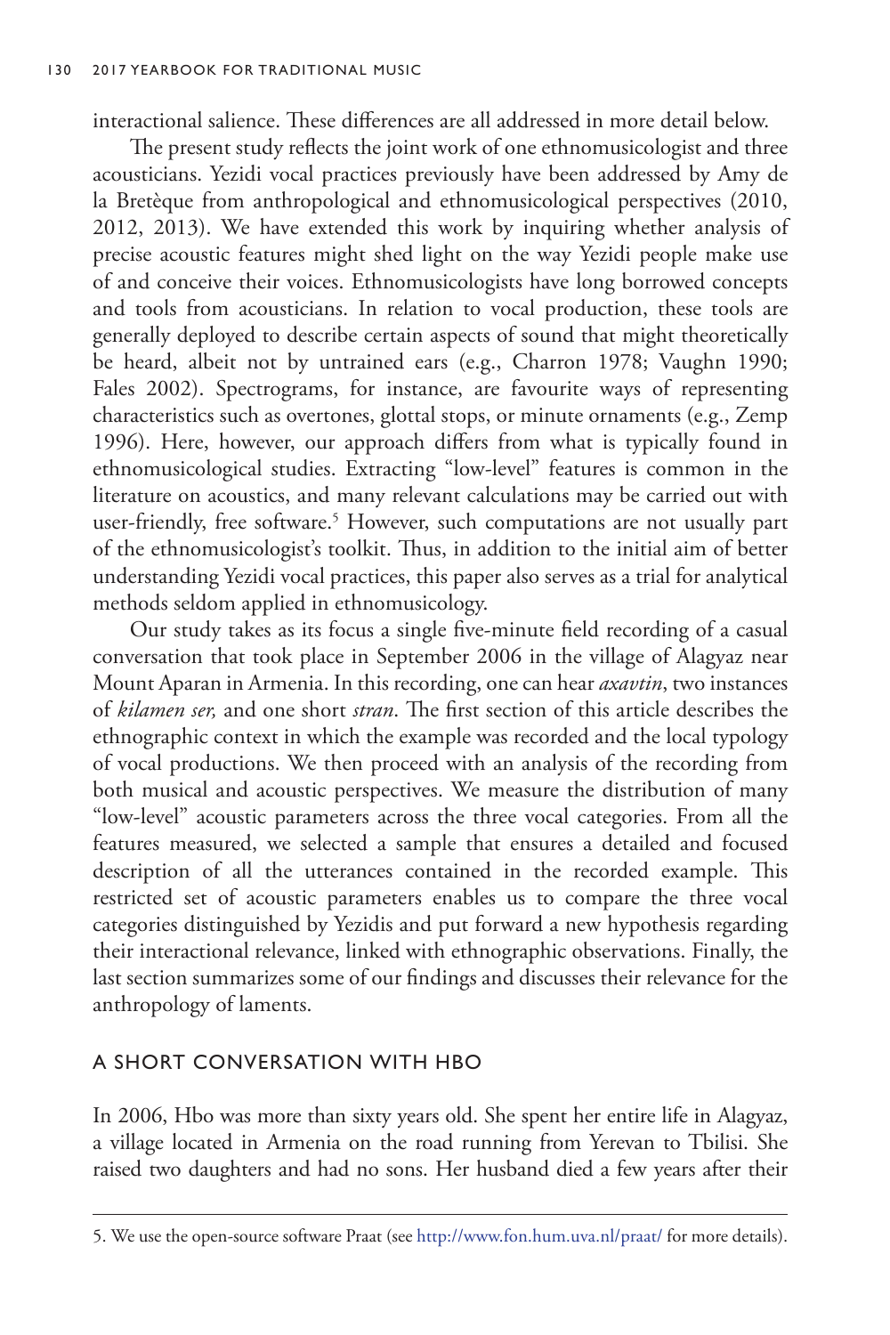interactional salience. These differences are all addressed in more detail below.

The present study reflects the joint work of one ethnomusicologist and three acousticians. Yezidi vocal practices previously have been addressed by Amy de la Bretèque from anthropological and ethnomusicological perspectives (2010, 2012, 2013). We have extended this work by inquiring whether analysis of precise acoustic features might shed light on the way Yezidi people make use of and conceive their voices. Ethnomusicologists have long borrowed concepts and tools from acousticians. In relation to vocal production, these tools are generally deployed to describe certain aspects of sound that might theoretically be heard, albeit not by untrained ears (e.g., Charron 1978; Vaughn 1990; Fales 2002). Spectrograms, for instance, are favourite ways of representing characteristics such as overtones, glottal stops, or minute ornaments (e.g., Zemp 1996). Here, however, our approach differs from what is typically found in ethnomusicological studies. Extracting "low-level" features is common in the literature on acoustics, and many relevant calculations may be carried out with user-friendly, free software.[5] However, such computations are not usually part of the ethnomusicologist's toolkit. Thus, in addition to the initial aim of better understanding Yezidi vocal practices, this paper also serves as a trial for analytical methods seldom applied in ethnomusicology.

Our study takes as its focus a single five-minute field recording of a casual conversation that took place in September 2006 in the village of Alagyaz near Mount Aparan in Armenia. In this recording, one can hear *axavtin*, two instances of *kilamen ser,* and one short *stran*. The first section of this article describes the ethnographic context in which the example was recorded and the local typology of vocal productions. We then proceed with an analysis of the recording from both musical and acoustic perspectives. We measure the distribution of many "low-level" acoustic parameters across the three vocal categories. From all the features measured, we selected a sample that ensures a detailed and focused description of all the utterances contained in the recorded example. This restricted set of acoustic parameters enables us to compare the three vocal categories distinguished by Yezidis and put forward a new hypothesis regarding their interactional relevance, linked with ethnographic observations. Finally, the last section summarizes some of our findings and discusses their relevance for the anthropology of laments.

## A SHORT CONVERSATION WITH HBO

In 2006, Hbo was more than sixty years old. She spent her entire life in Alagyaz, a village located in Armenia on the road running from Yerevan to Tbilisi. She raised two daughters and had no sons. Her husband died a few years after their

---

5. We use the open-source software Praat (see http://www.fon.hum.uva.nl/praat/ for more details).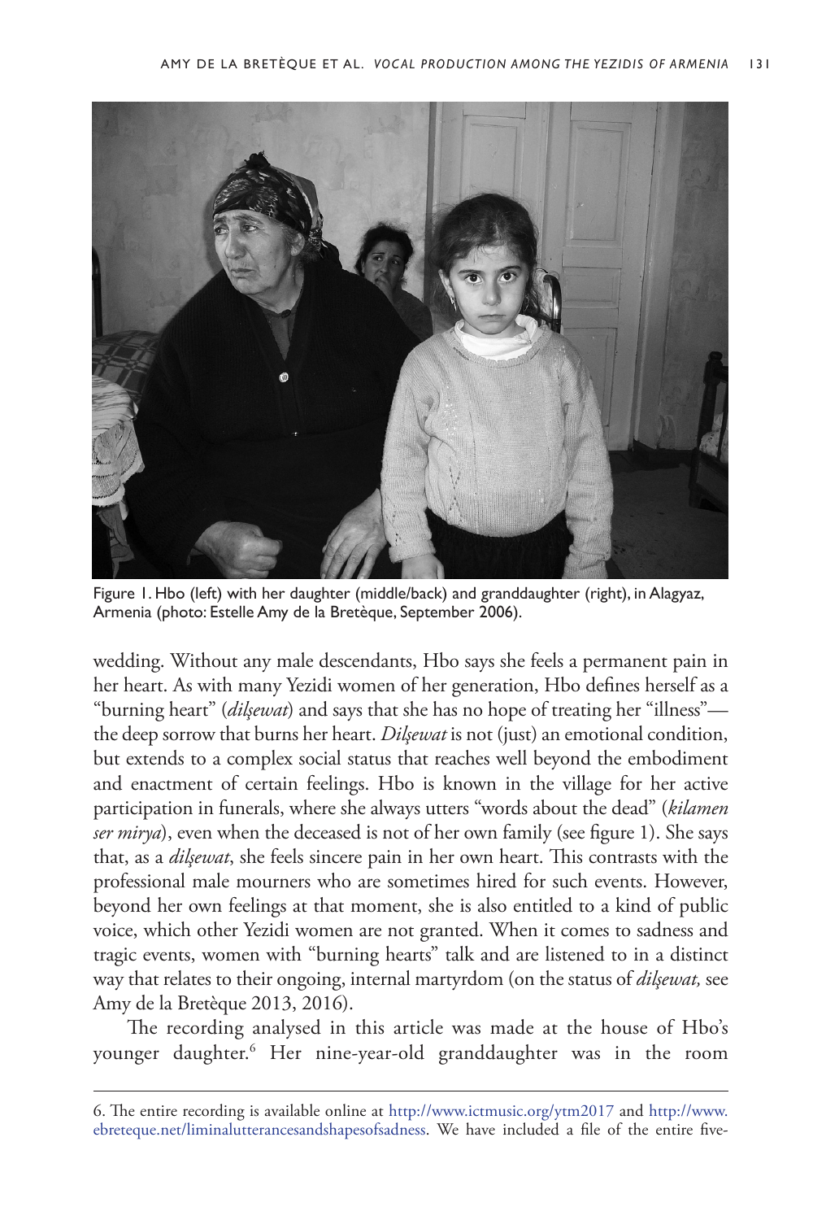Figure 1. Hbo (left) with her daughter (middle/back) and granddaughter (right), in Alagyaz, Armenia (photo: Estelle Amy de la Bretèque, September 2006).

wedding. Without any male descendants, Hbo says she feels a permanent pain in her heart. As with many Yezidi women of her generation, Hbo defines herself as a "burning heart" (*dilşewat*) and says that she has no hope of treating her "illness"—the deep sorrow that burns her heart. *Dilşewat* is not (just) an emotional condition, but extends to a complex social status that reaches well beyond the embodiment and enactment of certain feelings. Hbo is known in the village for her active participation in funerals, where she always utters "words about the dead" (*kilamen ser mirya*), even when the deceased is not of her own family (see figure 1). She says that, as a *dilşewat*, she feels sincere pain in her own heart. This contrasts with the professional male mourners who are sometimes hired for such events. However, beyond her own feelings at that moment, she is also entitled to a kind of public voice, which other Yezidi women are not granted. When it comes to sadness and tragic events, women with "burning hearts" talk and are listened to in a distinct way that relates to their ongoing, internal martyrdom (on the status of *dilşewat,* see Amy de la Bretèque 2013, 2016).

The recording analysed in this article was made at the house of Hbo's younger daughter.[6] Her nine-year-old granddaughter was in the room

6. The entire recording is available online at http://www.ictmusic.org/ytm2017 and http://www.ebreteque.net/liminalutterancesandshapesofsadness. We have included a file of the entire five-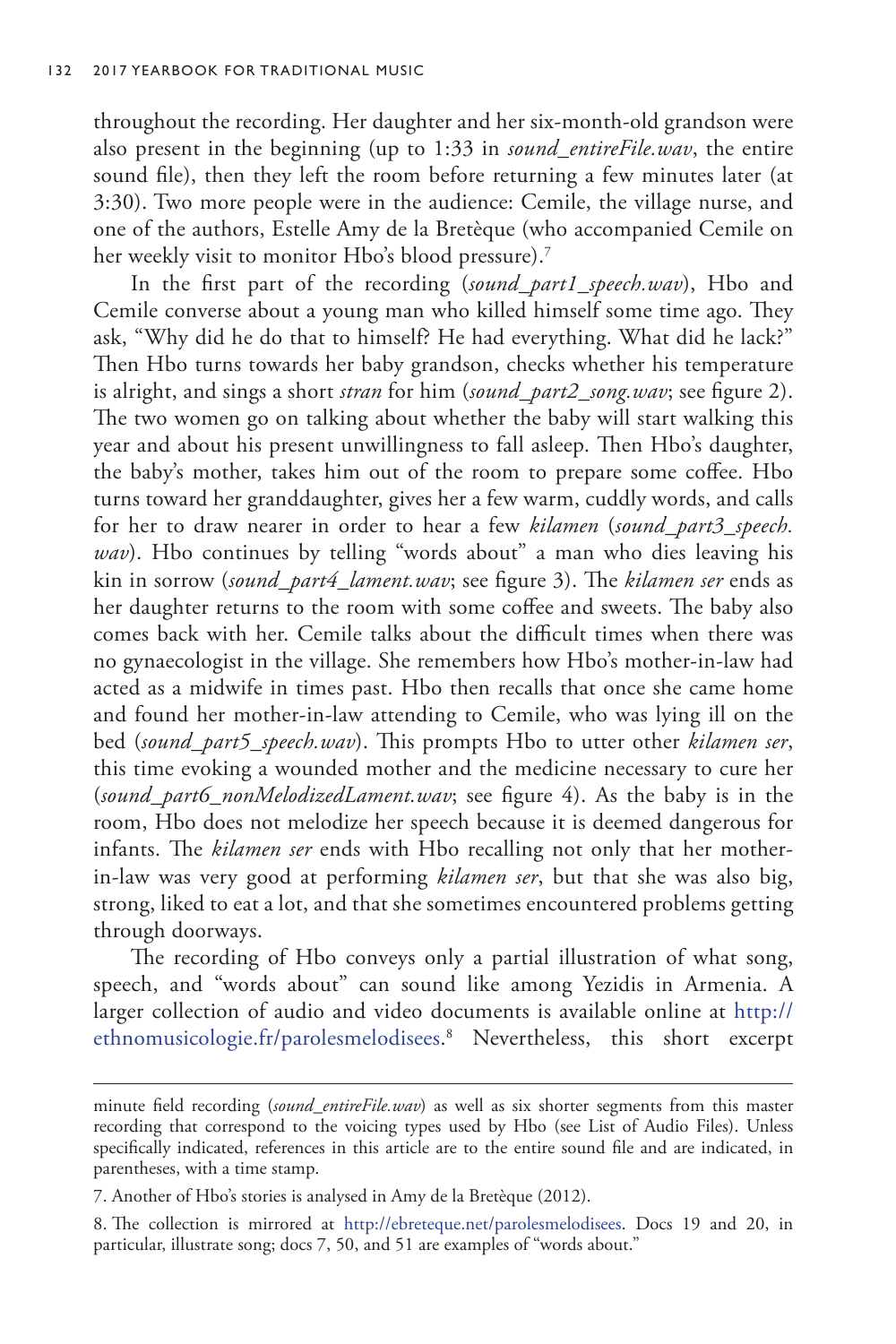throughout the recording. Her daughter and her six-month-old grandson were also present in the beginning (up to 1:33 in *sound_entireFile.wav*, the entire sound file), then they left the room before returning a few minutes later (at 3:30). Two more people were in the audience: Cemile, the village nurse, and one of the authors, Estelle Amy de la Bretèque (who accompanied Cemile on her weekly visit to monitor Hbo's blood pressure).[7]

In the first part of the recording (*sound_part1_speech.wav*), Hbo and Cemile converse about a young man who killed himself some time ago. They ask, "Why did he do that to himself? He had everything. What did he lack?" Then Hbo turns towards her baby grandson, checks whether his temperature is alright, and sings a short *stran* for him (*sound_part2_song.wav*; see figure 2). The two women go on talking about whether the baby will start walking this year and about his present unwillingness to fall asleep. Then Hbo's daughter, the baby's mother, takes him out of the room to prepare some coffee. Hbo turns toward her granddaughter, gives her a few warm, cuddly words, and calls for her to draw nearer in order to hear a few *kilamen* (*sound_part3_speech.wav*). Hbo continues by telling "words about" a man who dies leaving his kin in sorrow (*sound_part4_lament.wav*; see figure 3). The *kilamen ser* ends as her daughter returns to the room with some coffee and sweets. The baby also comes back with her. Cemile talks about the difficult times when there was no gynaecologist in the village. She remembers how Hbo's mother-in-law had acted as a midwife in times past. Hbo then recalls that once she came home and found her mother-in-law attending to Cemile, who was lying ill on the bed (*sound_part5_speech.wav*). This prompts Hbo to utter other *kilamen ser*, this time evoking a wounded mother and the medicine necessary to cure her (*sound_part6_nonMelodizedLament.wav*; see figure 4). As the baby is in the room, Hbo does not melodize her speech because it is deemed dangerous for infants. The *kilamen ser* ends with Hbo recalling not only that her mother-in-law was very good at performing *kilamen ser*, but that she was also big, strong, liked to eat a lot, and that she sometimes encountered problems getting through doorways.

The recording of Hbo conveys only a partial illustration of what song, speech, and "words about" can sound like among Yezidis in Armenia. A larger collection of audio and video documents is available online at http://ethnomusicologie.fr/parolesmelodisees.[8] Nevertheless, this short excerpt

---

minute field recording (*sound_entireFile.wav*) as well as six shorter segments from this master recording that correspond to the voicing types used by Hbo (see List of Audio Files). Unless specifically indicated, references in this article are to the entire sound file and are indicated, in parentheses, with a time stamp.

7. Another of Hbo's stories is analysed in Amy de la Bretèque (2012).

8. The collection is mirrored at http://ebreteque.net/parolesmelodisees. Docs 19 and 20, in particular, illustrate song; docs 7, 50, and 51 are examples of "words about."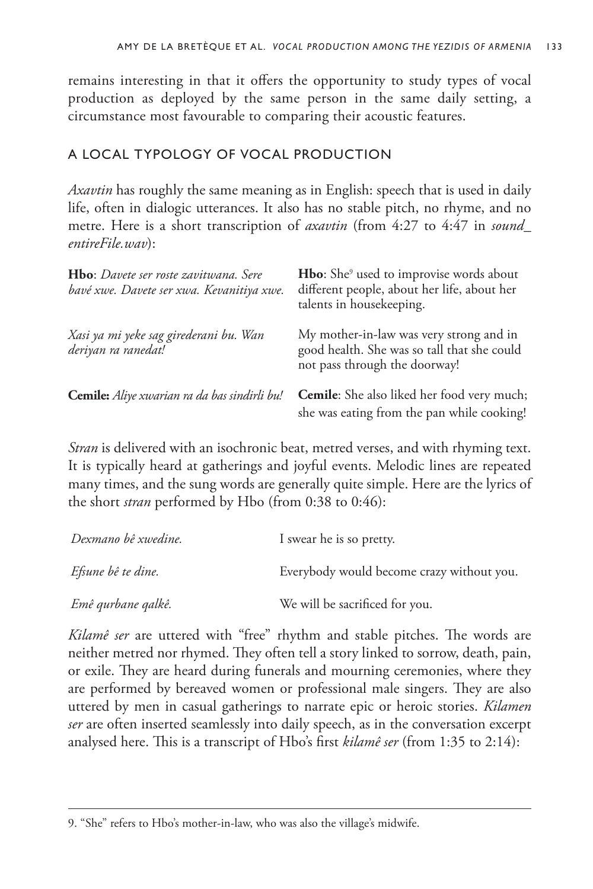remains interesting in that it offers the opportunity to study types of vocal production as deployed by the same person in the same daily setting, a circumstance most favourable to comparing their acoustic features.

## A LOCAL TYPOLOGY OF VOCAL PRODUCTION

*Axavtin* has roughly the same meaning as in English: speech that is used in daily life, often in dialogic utterances. It also has no stable pitch, no rhyme, and no metre. Here is a short transcription of *axavtin* (from 4:27 to 4:47 in *sound_entireFile.wav*):

| | |
|---|---|
| **Hbo**: *Davete ser roste zavitwana. Sere bavé xwe. Davete ser xwa. Kevanitiya xwe.* | **Hbo**: She[9] used to improvise words about different people, about her life, about her talents in housekeeping. |
| *Xasi ya mi yeke sag girederani bu. Wan deriyan ra ranedat!* | My mother-in-law was very strong and in good health. She was so tall that she could not pass through the doorway! |
| **Cemile:** *Aliye xwarian ra da bas sindirli bu!* | **Cemile**: She also liked her food very much; she was eating from the pan while cooking! |

*Stran* is delivered with an isochronic beat, metred verses, and with rhyming text. It is typically heard at gatherings and joyful events. Melodic lines are repeated many times, and the sung words are generally quite simple. Here are the lyrics of the short *stran* performed by Hbo (from 0:38 to 0:46):

| | |
|---|---|
| *Dexmano bê xwedine.* | I swear he is so pretty. |
| *Efsune bê te dine.* | Everybody would become crazy without you. |
| *Emê qurbane qalkê.* | We will be sacrificed for you. |

*Kilamê ser* are uttered with "free" rhythm and stable pitches. The words are neither metred nor rhymed. They often tell a story linked to sorrow, death, pain, or exile. They are heard during funerals and mourning ceremonies, where they are performed by bereaved women or professional male singers. They are also uttered by men in casual gatherings to narrate epic or heroic stories. *Kilamen ser* are often inserted seamlessly into daily speech, as in the conversation excerpt analysed here. This is a transcript of Hbo's first *kilamê ser* (from 1:35 to 2:14):

9. "She" refers to Hbo's mother-in-law, who was also the village's midwife.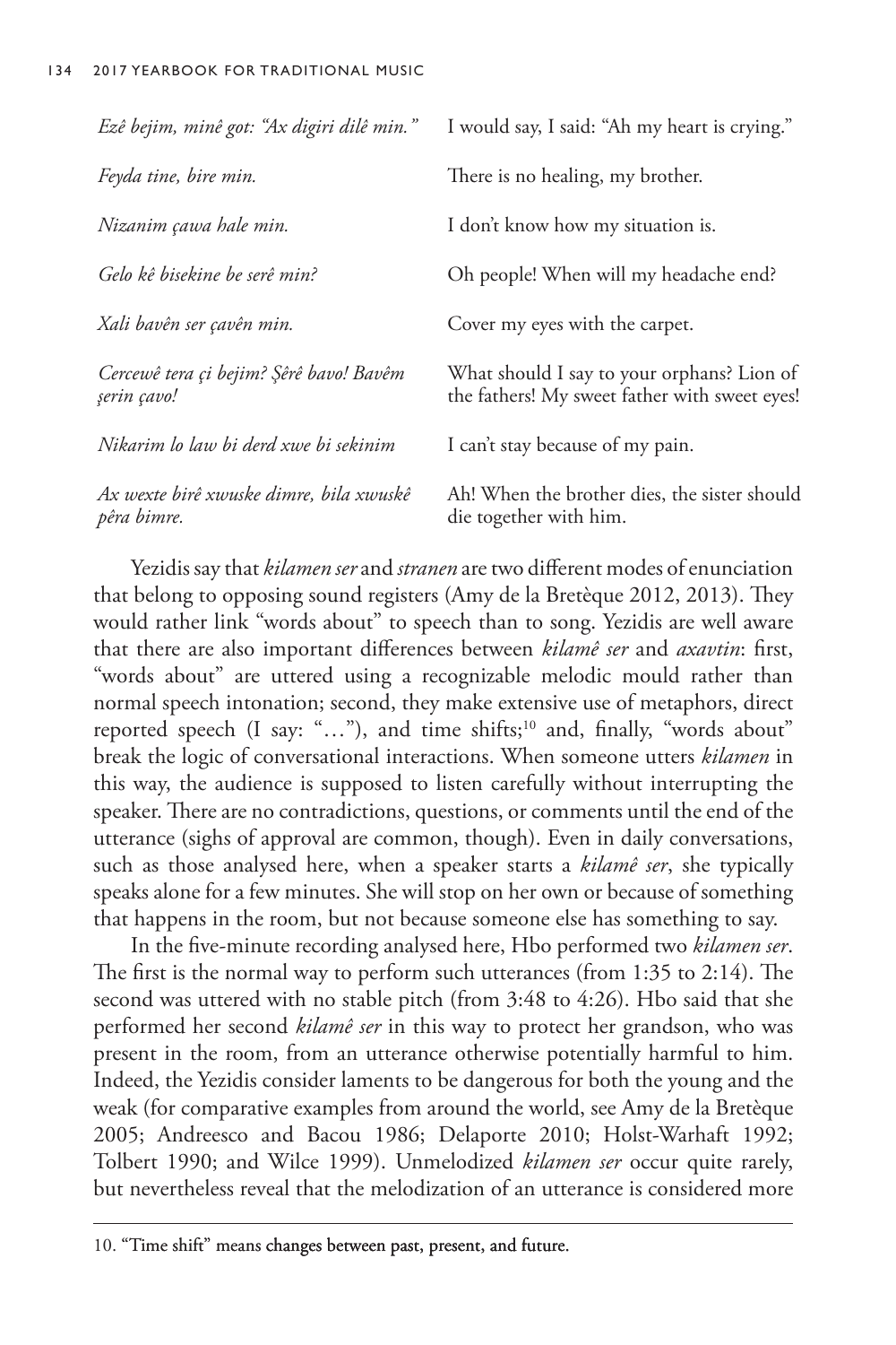| | |
|---|---|
| *Ezê bejim, minê got: "Ax digiri dilê min."* | I would say, I said: "Ah my heart is crying." |
| *Feyda tine, bire min.* | There is no healing, my brother. |
| *Nizanim çawa hale min.* | I don't know how my situation is. |
| *Gelo kê bisekine be serê min?* | Oh people! When will my headache end? |
| *Xali bavên ser çavên min.* | Cover my eyes with the carpet. |
| *Cercewê tera çi bejim? Şêrê bavo! Bavêm şerin çavo!* | What should I say to your orphans? Lion of the fathers! My sweet father with sweet eyes! |
| *Nikarim lo law bi derd xwe bi sekinim* | I can't stay because of my pain. |
| *Ax wexte birê xwuske dimre, bila xwuskê pêra bimre.* | Ah! When the brother dies, the sister should die together with him. |

Yezidis say that *kilamen ser* and *stranen* are two different modes of enunciation that belong to opposing sound registers (Amy de la Bretèque 2012, 2013). They would rather link "words about" to speech than to song. Yezidis are well aware that there are also important differences between *kilamê ser* and *axavtin*: first, "words about" are uttered using a recognizable melodic mould rather than normal speech intonation; second, they make extensive use of metaphors, direct reported speech (I say: "…"), and time shifts;[10] and, finally, "words about" break the logic of conversational interactions. When someone utters *kilamen* in this way, the audience is supposed to listen carefully without interrupting the speaker. There are no contradictions, questions, or comments until the end of the utterance (sighs of approval are common, though). Even in daily conversations, such as those analysed here, when a speaker starts a *kilamê ser*, she typically speaks alone for a few minutes. She will stop on her own or because of something that happens in the room, but not because someone else has something to say.

In the five-minute recording analysed here, Hbo performed two *kilamen ser*. The first is the normal way to perform such utterances (from 1:35 to 2:14). The second was uttered with no stable pitch (from 3:48 to 4:26). Hbo said that she performed her second *kilamê ser* in this way to protect her grandson, who was present in the room, from an utterance otherwise potentially harmful to him. Indeed, the Yezidis consider laments to be dangerous for both the young and the weak (for comparative examples from around the world, see Amy de la Bretèque 2005; Andreesco and Bacou 1986; Delaporte 2010; Holst-Warhaft 1992; Tolbert 1990; and Wilce 1999). Unmelodized *kilamen ser* occur quite rarely, but nevertheless reveal that the melodization of an utterance is considered more

---

10. "Time shift" means changes between past, present, and future.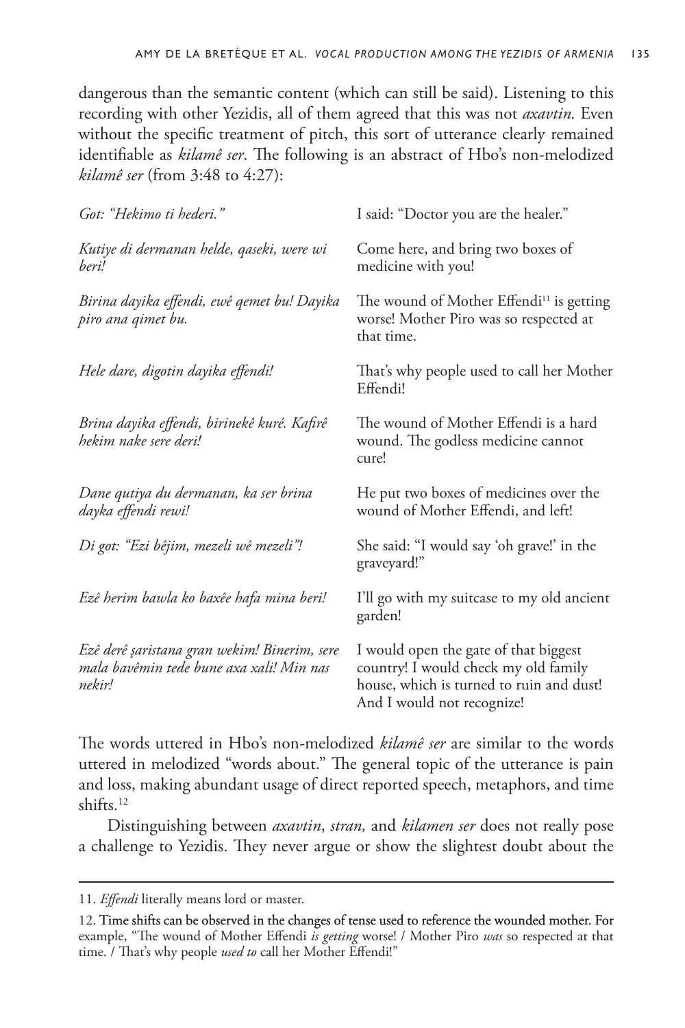dangerous than the semantic content (which can still be said). Listening to this recording with other Yezidis, all of them agreed that this was not *axavtin.* Even without the specific treatment of pitch, this sort of utterance clearly remained identifiable as *kilamê ser*. The following is an abstract of Hbo's non-melodized *kilamê ser* (from 3:48 to 4:27):

| | |
|---|---|
| *Got: "Hekimo ti hederi."* | I said: "Doctor you are the healer." |
| *Kutiye di dermanan helde, qaseki, were wi beri!* | Come here, and bring two boxes of medicine with you! |
| *Birina dayika effendi, ewê qemet bu! Dayika piro ana qimet bu.* | The wound of Mother Effendi[11] is getting worse! Mother Piro was so respected at that time. |
| *Hele dare, digotin dayika effendi!* | That's why people used to call her Mother Effendi! |
| *Brina dayika effendi, birinekê kuré. Kafirê hekim nake sere deri!* | The wound of Mother Effendi is a hard wound. The godless medicine cannot cure! |
| *Dane qutiya du dermanan, ka ser brina dayka effendi rewi!* | He put two boxes of medicines over the wound of Mother Effendi, and left! |
| *Di got: "Ezi bêjim, mezeli wê mezeli"!* | She said: "I would say 'oh grave!' in the graveyard!" |
| *Ezê herim bawla ko baxêe hafa mina beri!* | I'll go with my suitcase to my old ancient garden! |
| *Ezê derê şaristana gran wekim! Binerim, sere mala bavêmin tede bune axa xali! Min nas nekir!* | I would open the gate of that biggest country! I would check my old family house, which is turned to ruin and dust! And I would not recognize! |

The words uttered in Hbo's non-melodized *kilamê ser* are similar to the words uttered in melodized "words about." The general topic of the utterance is pain and loss, making abundant usage of direct reported speech, metaphors, and time shifts.[12]

Distinguishing between *axavtin*, *stran,* and *kilamen ser* does not really pose a challenge to Yezidis. They never argue or show the slightest doubt about the

---

11. *Effendi* literally means lord or master.

12. Time shifts can be observed in the changes of tense used to reference the wounded mother. For example, "The wound of Mother Effendi *is getting* worse! / Mother Piro *was* so respected at that time. / That's why people *used to* call her Mother Effendi!"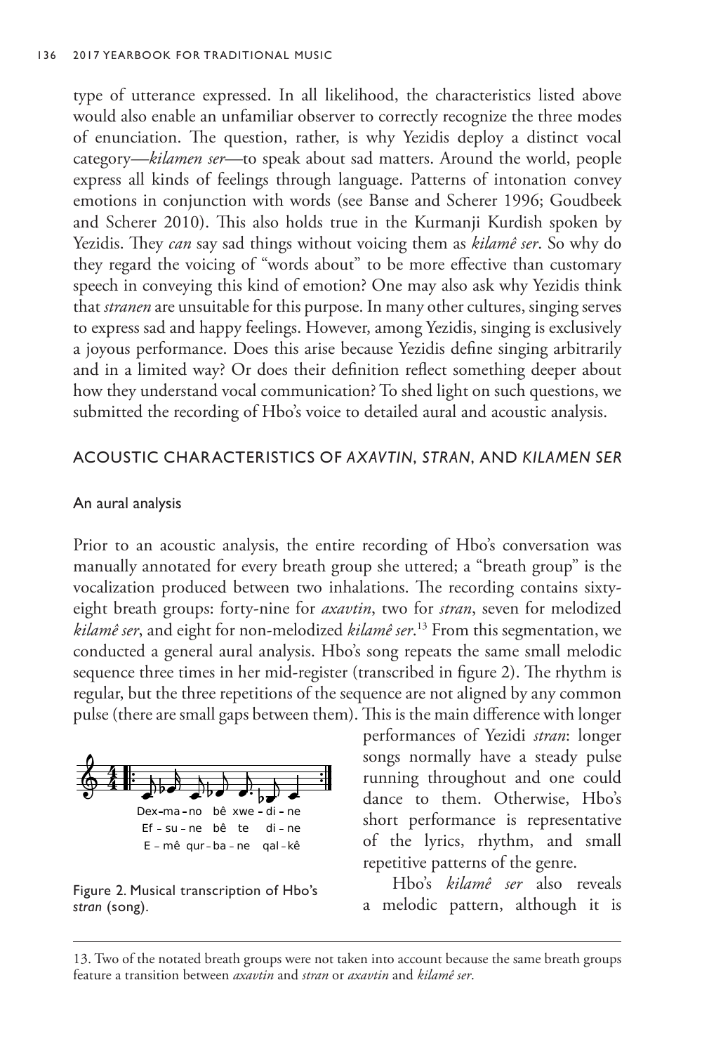type of utterance expressed. In all likelihood, the characteristics listed above would also enable an unfamiliar observer to correctly recognize the three modes of enunciation. The question, rather, is why Yezidis deploy a distinct vocal category—*kilamen ser*—to speak about sad matters. Around the world, people express all kinds of feelings through language. Patterns of intonation convey emotions in conjunction with words (see Banse and Scherer 1996; Goudbeek and Scherer 2010). This also holds true in the Kurmanji Kurdish spoken by Yezidis. They *can* say sad things without voicing them as *kilamê ser*. So why do they regard the voicing of "words about" to be more effective than customary speech in conveying this kind of emotion? One may also ask why Yezidis think that *stranen* are unsuitable for this purpose. In many other cultures, singing serves to express sad and happy feelings. However, among Yezidis, singing is exclusively a joyous performance. Does this arise because Yezidis define singing arbitrarily and in a limited way? Or does their definition reflect something deeper about how they understand vocal communication? To shed light on such questions, we submitted the recording of Hbo's voice to detailed aural and acoustic analysis.

## ACOUSTIC CHARACTERISTICS OF *AXAVTIN*, *STRAN*, AND *KILAMEN SER*

### An aural analysis

Prior to an acoustic analysis, the entire recording of Hbo's conversation was manually annotated for every breath group she uttered; a "breath group" is the vocalization produced between two inhalations. The recording contains sixty-eight breath groups: forty-nine for *axavtin*, two for *stran*, seven for melodized *kilamê ser*, and eight for non-melodized *kilamê ser*.[13] From this segmentation, we conducted a general aural analysis. Hbo's song repeats the same small melodic sequence three times in her mid-register (transcribed in figure 2). The rhythm is regular, but the three repetitions of the sequence are not aligned by any common pulse (there are small gaps between them). This is the main difference with longer performances of Yezidi *stran*: longer songs normally have a steady pulse running throughout and one could dance to them. Otherwise, Hbo's short performance is representative of the lyrics, rhythm, and small repetitive patterns of the genre.

Dex-ma-no bê xwe-di-ne
Ef-su-ne bê te di-ne
E-mê qur-ba-ne qal-kê

Figure 2. Musical transcription of Hbo's *stran* (song).

Hbo's *kilamê ser* also reveals a melodic pattern, although it is

13. Two of the notated breath groups were not taken into account because the same breath groups feature a transition between *axavtin* and *stran* or *axavtin* and *kilamê ser*.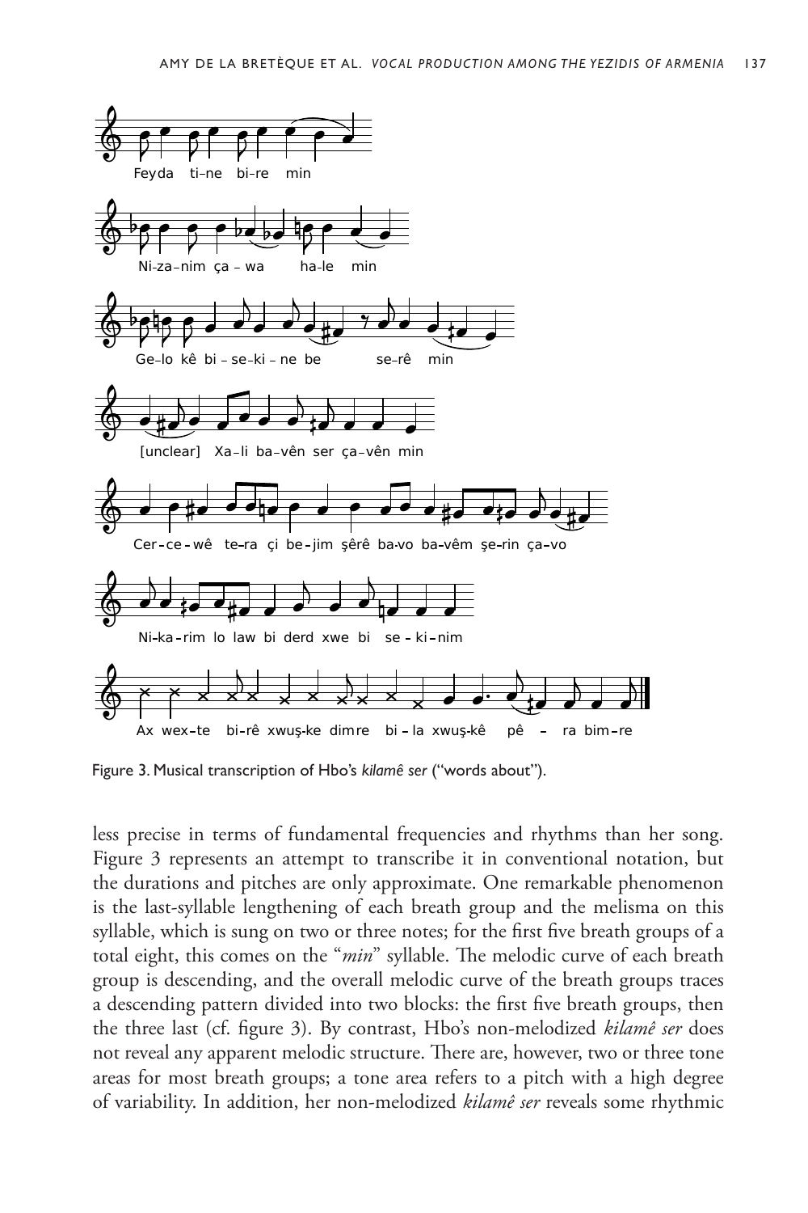Feyda ti-ne bi-re min

Ni-za-nim ça - wa ha-le min

Ge-lo kê bi - se-ki - ne be se-rê min

[unclear] Xa-li ba-vên ser ça-vên min

Cer-ce-wê te-ra çi be-jim şêrê ba-vo ba-vêm şe-rin ça-vo

Ni-ka-rim lo law bi derd xwe bi se - ki-nim

Ax wex-te bi-rê xwuş-ke dimre bi - la xwuş-kê pê - ra bim-re

Figure 3. Musical transcription of Hbo's *kilamê ser* ("words about").

less precise in terms of fundamental frequencies and rhythms than her song. Figure 3 represents an attempt to transcribe it in conventional notation, but the durations and pitches are only approximate. One remarkable phenomenon is the last-syllable lengthening of each breath group and the melisma on this syllable, which is sung on two or three notes; for the first five breath groups of a total eight, this comes on the "*min*" syllable. The melodic curve of each breath group is descending, and the overall melodic curve of the breath groups traces a descending pattern divided into two blocks: the first five breath groups, then the three last (cf. figure 3). By contrast, Hbo's non-melodized *kilamê ser* does not reveal any apparent melodic structure. There are, however, two or three tone areas for most breath groups; a tone area refers to a pitch with a high degree of variability. In addition, her non-melodized *kilamê ser* reveals some rhythmic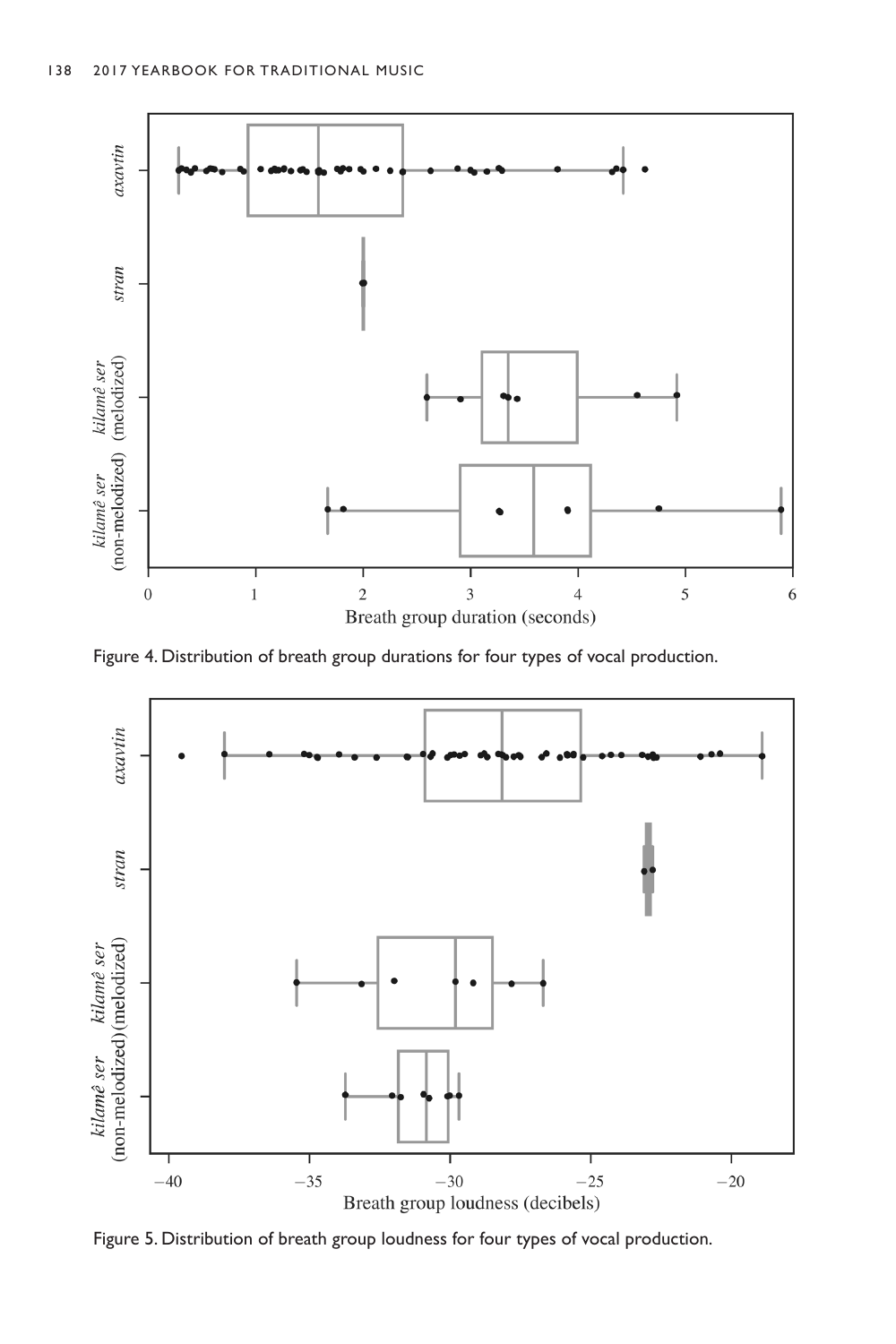Figure 4. Distribution of breath group durations for four types of vocal production.

Figure 5. Distribution of breath group loudness for four types of vocal production.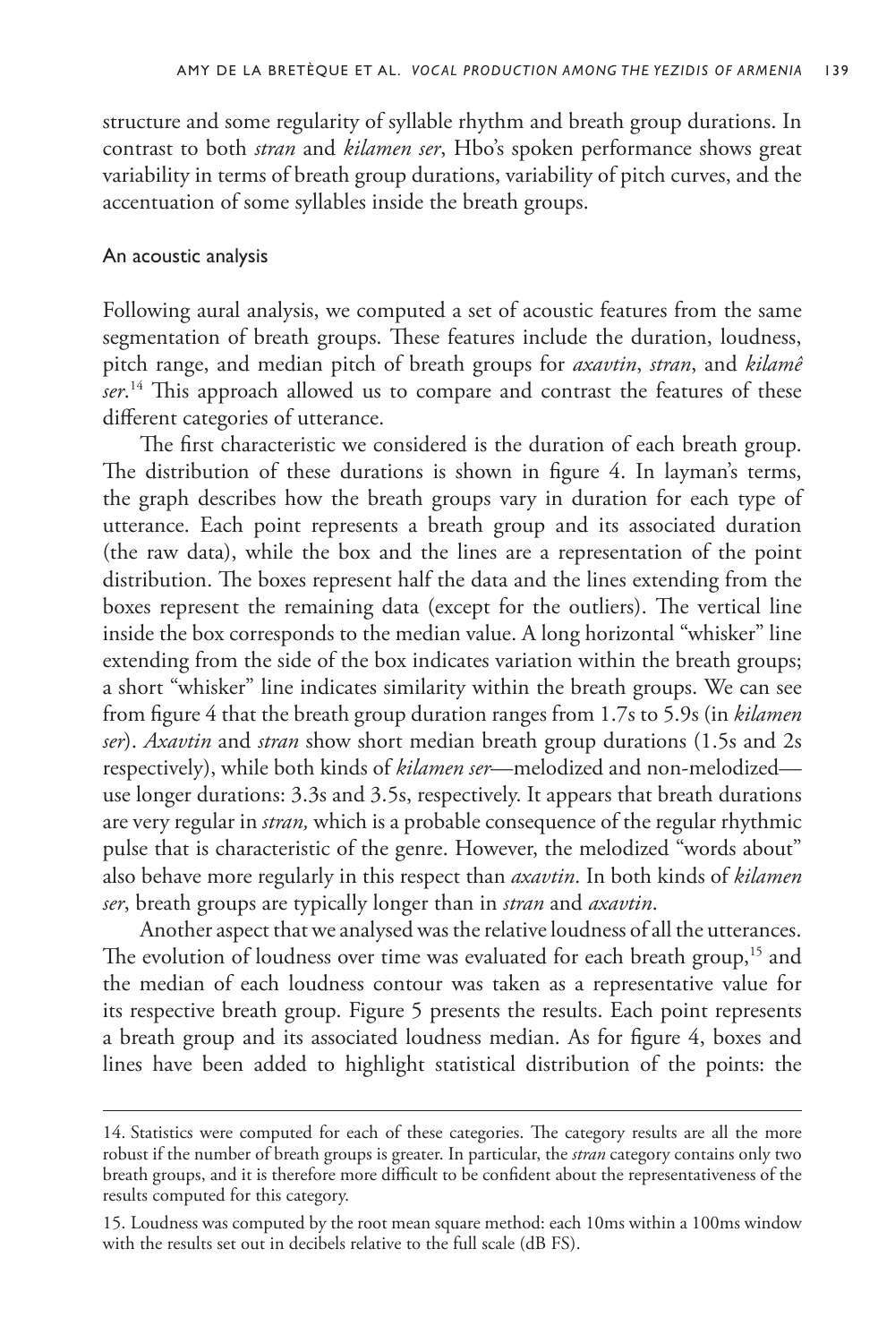structure and some regularity of syllable rhythm and breath group durations. In contrast to both *stran* and *kilamen ser*, Hbo's spoken performance shows great variability in terms of breath group durations, variability of pitch curves, and the accentuation of some syllables inside the breath groups.

### An acoustic analysis

Following aural analysis, we computed a set of acoustic features from the same segmentation of breath groups. These features include the duration, loudness, pitch range, and median pitch of breath groups for *axavtin*, *stran*, and *kilamê ser*.[14] This approach allowed us to compare and contrast the features of these different categories of utterance.

The first characteristic we considered is the duration of each breath group. The distribution of these durations is shown in figure 4. In layman's terms, the graph describes how the breath groups vary in duration for each type of utterance. Each point represents a breath group and its associated duration (the raw data), while the box and the lines are a representation of the point distribution. The boxes represent half the data and the lines extending from the boxes represent the remaining data (except for the outliers). The vertical line inside the box corresponds to the median value. A long horizontal "whisker" line extending from the side of the box indicates variation within the breath groups; a short "whisker" line indicates similarity within the breath groups. We can see from figure 4 that the breath group duration ranges from 1.7s to 5.9s (in *kilamen ser*). *Axavtin* and *stran* show short median breath group durations (1.5s and 2s respectively), while both kinds of *kilamen ser*—melodized and non-melodized—use longer durations: 3.3s and 3.5s, respectively. It appears that breath durations are very regular in *stran,* which is a probable consequence of the regular rhythmic pulse that is characteristic of the genre. However, the melodized "words about" also behave more regularly in this respect than *axavtin*. In both kinds of *kilamen ser*, breath groups are typically longer than in *stran* and *axavtin*.

Another aspect that we analysed was the relative loudness of all the utterances. The evolution of loudness over time was evaluated for each breath group,[15] and the median of each loudness contour was taken as a representative value for its respective breath group. Figure 5 presents the results. Each point represents a breath group and its associated loudness median. As for figure 4, boxes and lines have been added to highlight statistical distribution of the points: the

---

14. Statistics were computed for each of these categories. The category results are all the more robust if the number of breath groups is greater. In particular, the *stran* category contains only two breath groups, and it is therefore more difficult to be confident about the representativeness of the results computed for this category.

15. Loudness was computed by the root mean square method: each 10ms within a 100ms window with the results set out in decibels relative to the full scale (dB FS).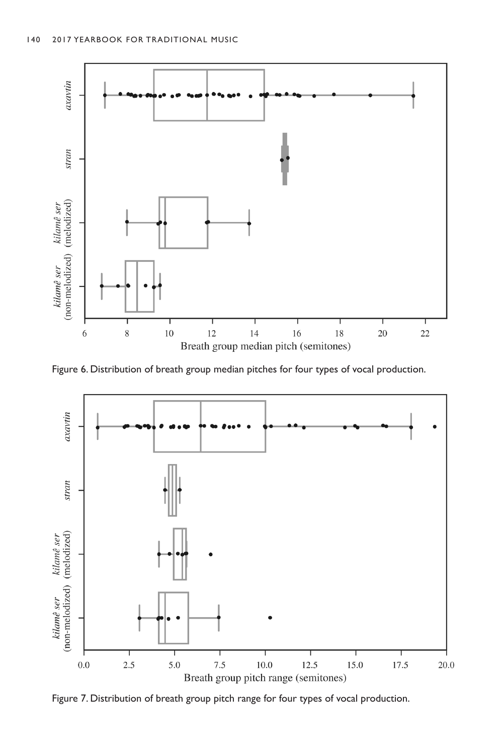Figure 6. Distribution of breath group median pitches for four types of vocal production.

Figure 7. Distribution of breath group pitch range for four types of vocal production.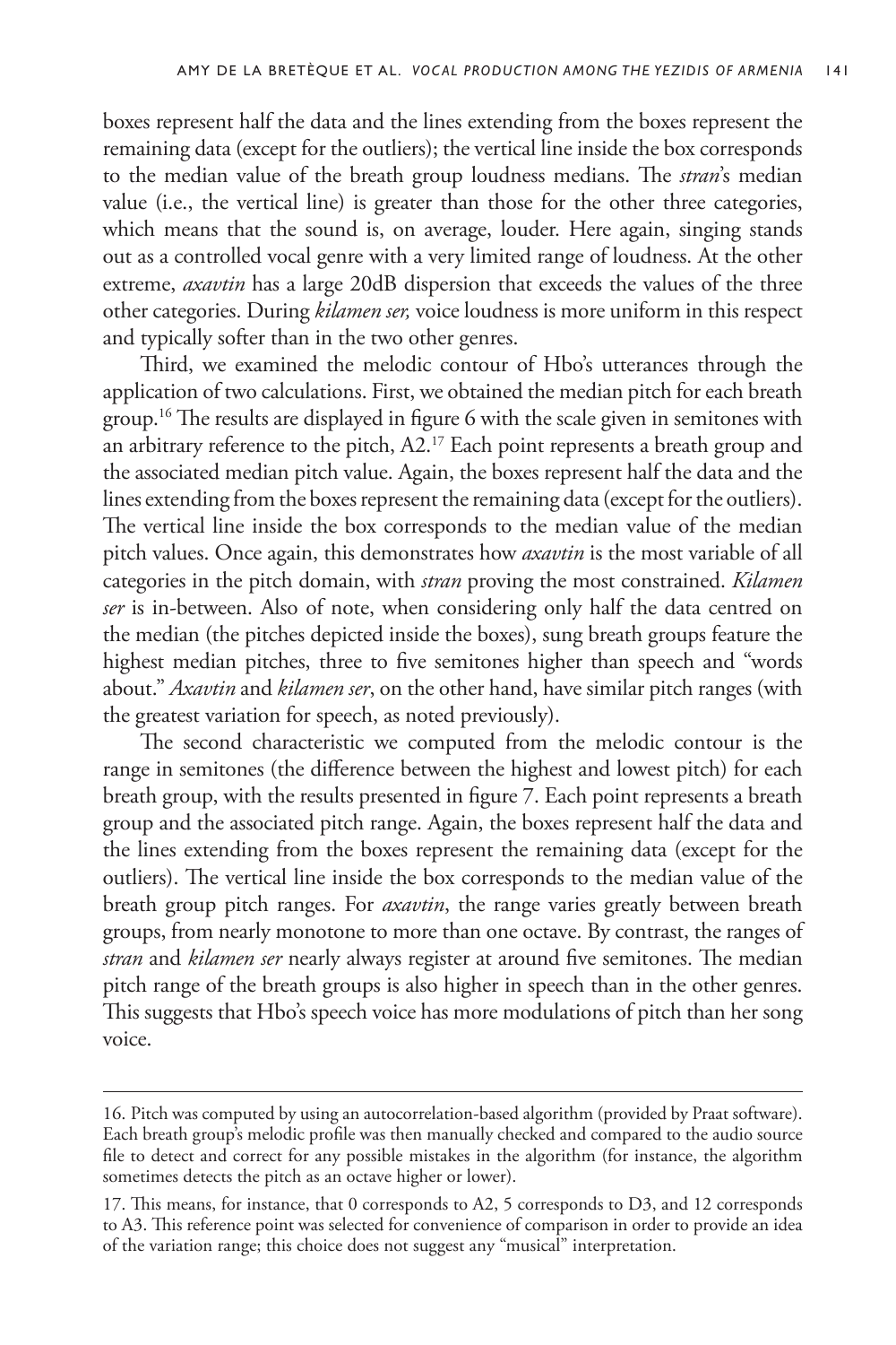boxes represent half the data and the lines extending from the boxes represent the remaining data (except for the outliers); the vertical line inside the box corresponds to the median value of the breath group loudness medians. The *stran*'s median value (i.e., the vertical line) is greater than those for the other three categories, which means that the sound is, on average, louder. Here again, singing stands out as a controlled vocal genre with a very limited range of loudness. At the other extreme, *axavtin* has a large 20dB dispersion that exceeds the values of the three other categories. During *kilamen ser,* voice loudness is more uniform in this respect and typically softer than in the two other genres.

Third, we examined the melodic contour of Hbo's utterances through the application of two calculations. First, we obtained the median pitch for each breath group.[16] The results are displayed in figure 6 with the scale given in semitones with an arbitrary reference to the pitch, A2.[17] Each point represents a breath group and the associated median pitch value. Again, the boxes represent half the data and the lines extending from the boxes represent the remaining data (except for the outliers). The vertical line inside the box corresponds to the median value of the median pitch values. Once again, this demonstrates how *axavtin* is the most variable of all categories in the pitch domain, with *stran* proving the most constrained. *Kilamen ser* is in-between. Also of note, when considering only half the data centred on the median (the pitches depicted inside the boxes), sung breath groups feature the highest median pitches, three to five semitones higher than speech and "words about." *Axavtin* and *kilamen ser*, on the other hand, have similar pitch ranges (with the greatest variation for speech, as noted previously).

The second characteristic we computed from the melodic contour is the range in semitones (the difference between the highest and lowest pitch) for each breath group, with the results presented in figure 7. Each point represents a breath group and the associated pitch range. Again, the boxes represent half the data and the lines extending from the boxes represent the remaining data (except for the outliers). The vertical line inside the box corresponds to the median value of the breath group pitch ranges. For *axavtin*, the range varies greatly between breath groups, from nearly monotone to more than one octave. By contrast, the ranges of *stran* and *kilamen ser* nearly always register at around five semitones. The median pitch range of the breath groups is also higher in speech than in the other genres. This suggests that Hbo's speech voice has more modulations of pitch than her song voice.

---

16. Pitch was computed by using an autocorrelation-based algorithm (provided by Praat software). Each breath group's melodic profile was then manually checked and compared to the audio source file to detect and correct for any possible mistakes in the algorithm (for instance, the algorithm sometimes detects the pitch as an octave higher or lower).

17. This means, for instance, that 0 corresponds to A2, 5 corresponds to D3, and 12 corresponds to A3. This reference point was selected for convenience of comparison in order to provide an idea of the variation range; this choice does not suggest any "musical" interpretation.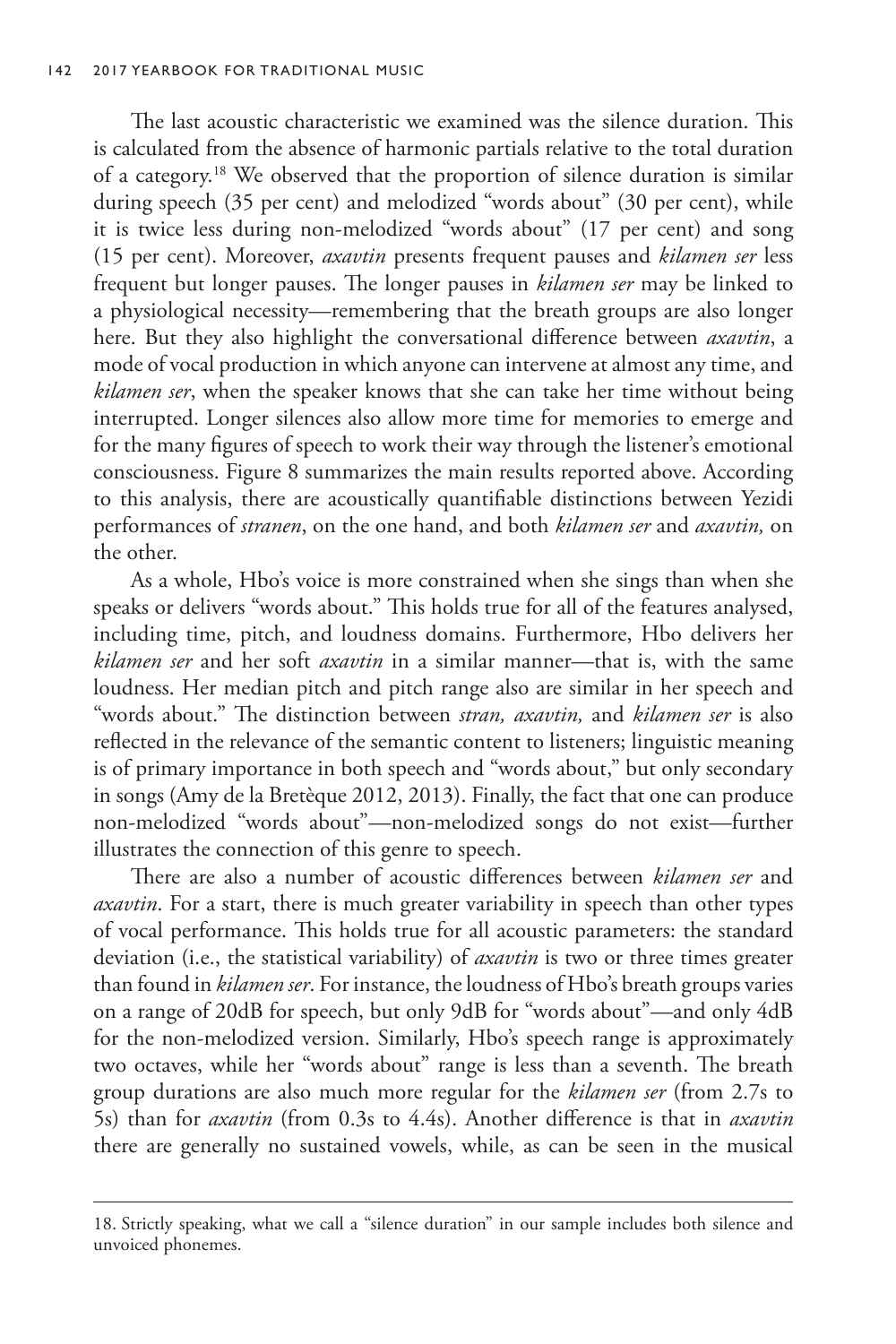The last acoustic characteristic we examined was the silence duration. This is calculated from the absence of harmonic partials relative to the total duration of a category.[18] We observed that the proportion of silence duration is similar during speech (35 per cent) and melodized "words about" (30 per cent), while it is twice less during non-melodized "words about" (17 per cent) and song (15 per cent). Moreover, *axavtin* presents frequent pauses and *kilamen ser* less frequent but longer pauses. The longer pauses in *kilamen ser* may be linked to a physiological necessity—remembering that the breath groups are also longer here. But they also highlight the conversational difference between *axavtin*, a mode of vocal production in which anyone can intervene at almost any time, and *kilamen ser*, when the speaker knows that she can take her time without being interrupted. Longer silences also allow more time for memories to emerge and for the many figures of speech to work their way through the listener's emotional consciousness. Figure 8 summarizes the main results reported above. According to this analysis, there are acoustically quantifiable distinctions between Yezidi performances of *stranen*, on the one hand, and both *kilamen ser* and *axavtin,* on the other.

As a whole, Hbo's voice is more constrained when she sings than when she speaks or delivers "words about." This holds true for all of the features analysed, including time, pitch, and loudness domains. Furthermore, Hbo delivers her *kilamen ser* and her soft *axavtin* in a similar manner—that is, with the same loudness. Her median pitch and pitch range also are similar in her speech and "words about." The distinction between *stran, axavtin,* and *kilamen ser* is also reflected in the relevance of the semantic content to listeners; linguistic meaning is of primary importance in both speech and "words about," but only secondary in songs (Amy de la Bretèque 2012, 2013). Finally, the fact that one can produce non-melodized "words about"—non-melodized songs do not exist—further illustrates the connection of this genre to speech.

There are also a number of acoustic differences between *kilamen ser* and *axavtin*. For a start, there is much greater variability in speech than other types of vocal performance. This holds true for all acoustic parameters: the standard deviation (i.e., the statistical variability) of *axavtin* is two or three times greater than found in *kilamen ser*. For instance, the loudness of Hbo's breath groups varies on a range of 20dB for speech, but only 9dB for "words about"—and only 4dB for the non-melodized version. Similarly, Hbo's speech range is approximately two octaves, while her "words about" range is less than a seventh. The breath group durations are also much more regular for the *kilamen ser* (from 2.7s to 5s) than for *axavtin* (from 0.3s to 4.4s). Another difference is that in *axavtin* there are generally no sustained vowels, while, as can be seen in the musical

18. Strictly speaking, what we call a "silence duration" in our sample includes both silence and unvoiced phonemes.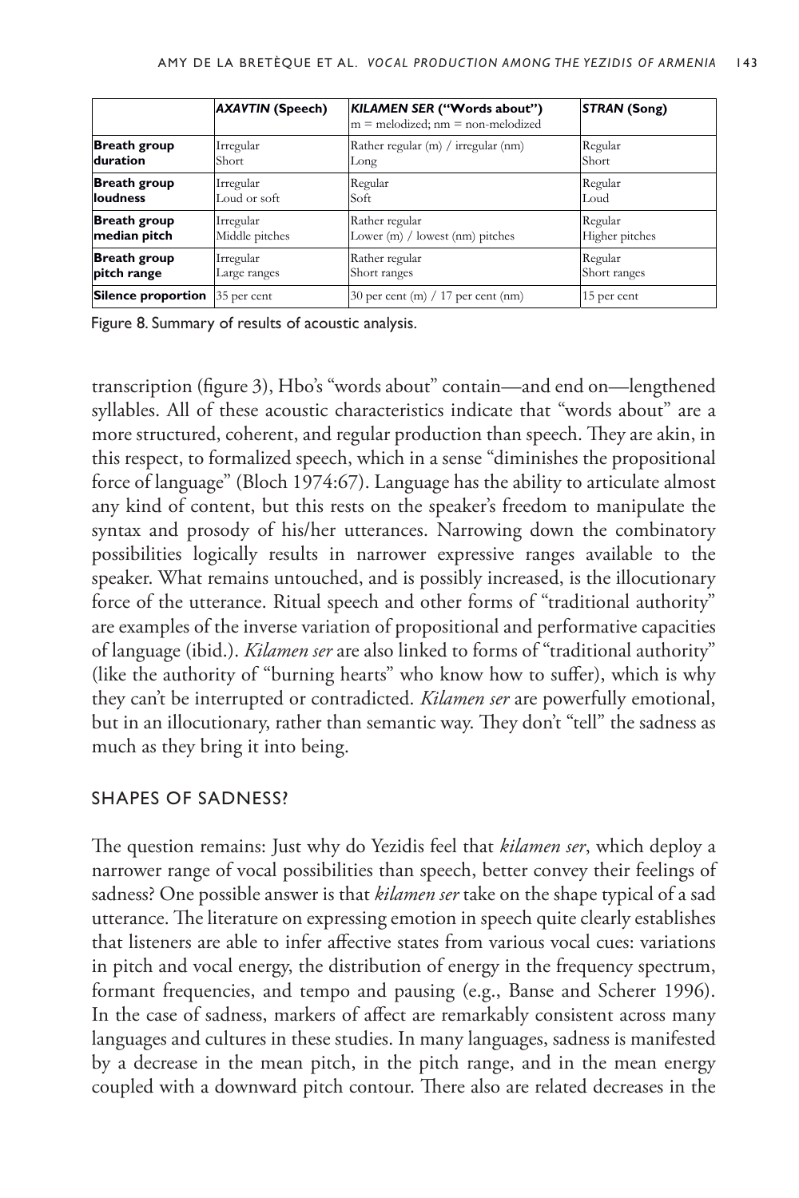| | ***AXAVTIN* (Speech)** | ***KILAMEN SER* ("Words about")** m = melodized; nm = non-melodized | ***STRAN* (Song)** |
|---|---|---|---|
| **Breath group duration** | Irregular Short | Rather regular (m) / irregular (nm) Long | Regular Short |
| **Breath group loudness** | Irregular Loud or soft | Regular Soft | Regular Loud |
| **Breath group median pitch** | Irregular Middle pitches | Rather regular Lower (m) / lowest (nm) pitches | Regular Higher pitches |
| **Breath group pitch range** | Irregular Large ranges | Rather regular Short ranges | Regular Short ranges |
| **Silence proportion** | 35 per cent | 30 per cent (m) / 17 per cent (nm) | 15 per cent |

Figure 8. Summary of results of acoustic analysis.

transcription (figure 3), Hbo's "words about" contain—and end on—lengthened syllables. All of these acoustic characteristics indicate that "words about" are a more structured, coherent, and regular production than speech. They are akin, in this respect, to formalized speech, which in a sense "diminishes the propositional force of language" (Bloch 1974:67). Language has the ability to articulate almost any kind of content, but this rests on the speaker's freedom to manipulate the syntax and prosody of his/her utterances. Narrowing down the combinatory possibilities logically results in narrower expressive ranges available to the speaker. What remains untouched, and is possibly increased, is the illocutionary force of the utterance. Ritual speech and other forms of "traditional authority" are examples of the inverse variation of propositional and performative capacities of language (ibid.). *Kilamen ser* are also linked to forms of "traditional authority" (like the authority of "burning hearts" who know how to suffer), which is why they can't be interrupted or contradicted. *Kilamen ser* are powerfully emotional, but in an illocutionary, rather than semantic way. They don't "tell" the sadness as much as they bring it into being.

## SHAPES OF SADNESS?

The question remains: Just why do Yezidis feel that *kilamen ser*, which deploy a narrower range of vocal possibilities than speech, better convey their feelings of sadness? One possible answer is that *kilamen ser* take on the shape typical of a sad utterance. The literature on expressing emotion in speech quite clearly establishes that listeners are able to infer affective states from various vocal cues: variations in pitch and vocal energy, the distribution of energy in the frequency spectrum, formant frequencies, and tempo and pausing (e.g., Banse and Scherer 1996). In the case of sadness, markers of affect are remarkably consistent across many languages and cultures in these studies. In many languages, sadness is manifested by a decrease in the mean pitch, in the pitch range, and in the mean energy coupled with a downward pitch contour. There also are related decreases in the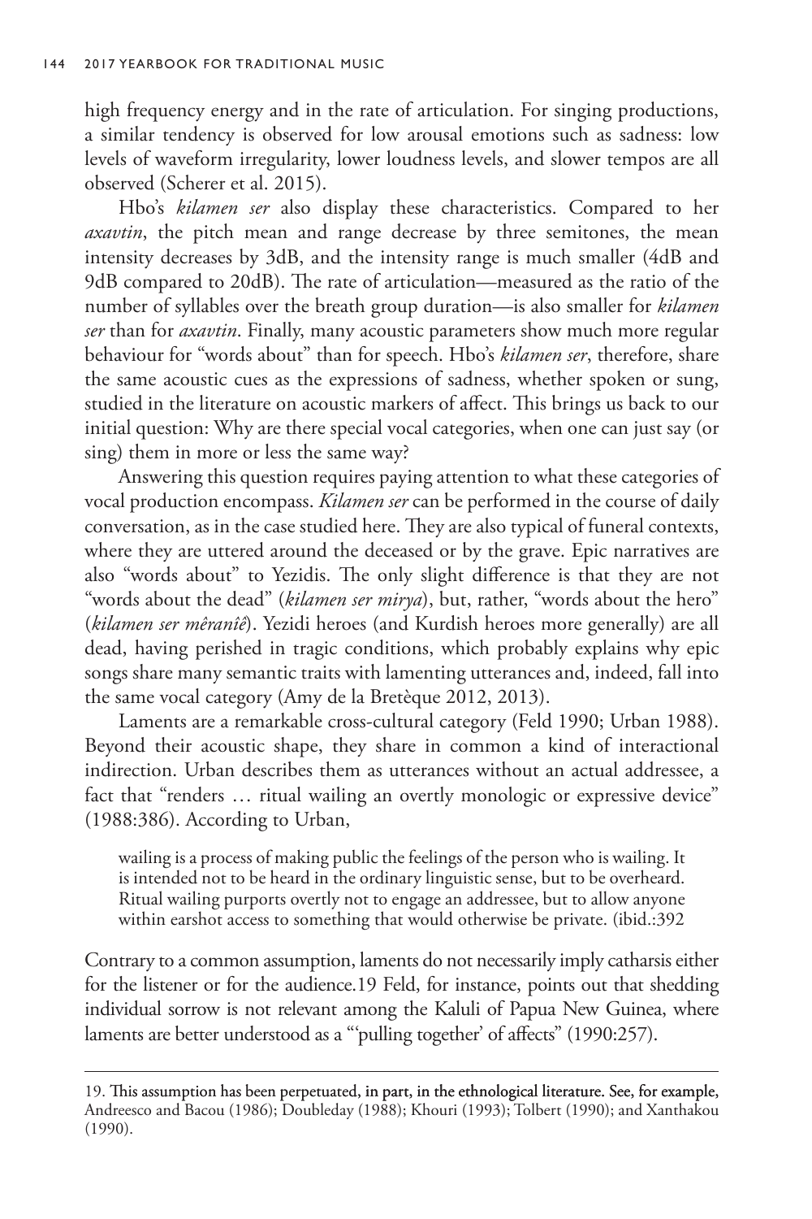high frequency energy and in the rate of articulation. For singing productions, a similar tendency is observed for low arousal emotions such as sadness: low levels of waveform irregularity, lower loudness levels, and slower tempos are all observed (Scherer et al. 2015).

Hbo's *kilamen ser* also display these characteristics. Compared to her *axavtin*, the pitch mean and range decrease by three semitones, the mean intensity decreases by 3dB, and the intensity range is much smaller (4dB and 9dB compared to 20dB). The rate of articulation—measured as the ratio of the number of syllables over the breath group duration—is also smaller for *kilamen ser* than for *axavtin*. Finally, many acoustic parameters show much more regular behaviour for "words about" than for speech. Hbo's *kilamen ser*, therefore, share the same acoustic cues as the expressions of sadness, whether spoken or sung, studied in the literature on acoustic markers of affect. This brings us back to our initial question: Why are there special vocal categories, when one can just say (or sing) them in more or less the same way?

Answering this question requires paying attention to what these categories of vocal production encompass. *Kilamen ser* can be performed in the course of daily conversation, as in the case studied here. They are also typical of funeral contexts, where they are uttered around the deceased or by the grave. Epic narratives are also "words about" to Yezidis. The only slight difference is that they are not "words about the dead" (*kilamen ser mirya*), but, rather, "words about the hero" (*kilamen ser mêranîê*). Yezidi heroes (and Kurdish heroes more generally) are all dead, having perished in tragic conditions, which probably explains why epic songs share many semantic traits with lamenting utterances and, indeed, fall into the same vocal category (Amy de la Bretèque 2012, 2013).

Laments are a remarkable cross-cultural category (Feld 1990; Urban 1988). Beyond their acoustic shape, they share in common a kind of interactional indirection. Urban describes them as utterances without an actual addressee, a fact that "renders … ritual wailing an overtly monologic or expressive device" (1988:386). According to Urban,

> wailing is a process of making public the feelings of the person who is wailing. It is intended not to be heard in the ordinary linguistic sense, but to be overheard. Ritual wailing purports overtly not to engage an addressee, but to allow anyone within earshot access to something that would otherwise be private. (ibid.:392

Contrary to a common assumption, laments do not necessarily imply catharsis either for the listener or for the audience.[19] Feld, for instance, points out that shedding individual sorrow is not relevant among the Kaluli of Papua New Guinea, where laments are better understood as a "'pulling together' of affects" (1990:257).

---

19. This assumption has been perpetuated, in part, in the ethnological literature. See, for example, Andreesco and Bacou (1986); Doubleday (1988); Khouri (1993); Tolbert (1990); and Xanthakou (1990).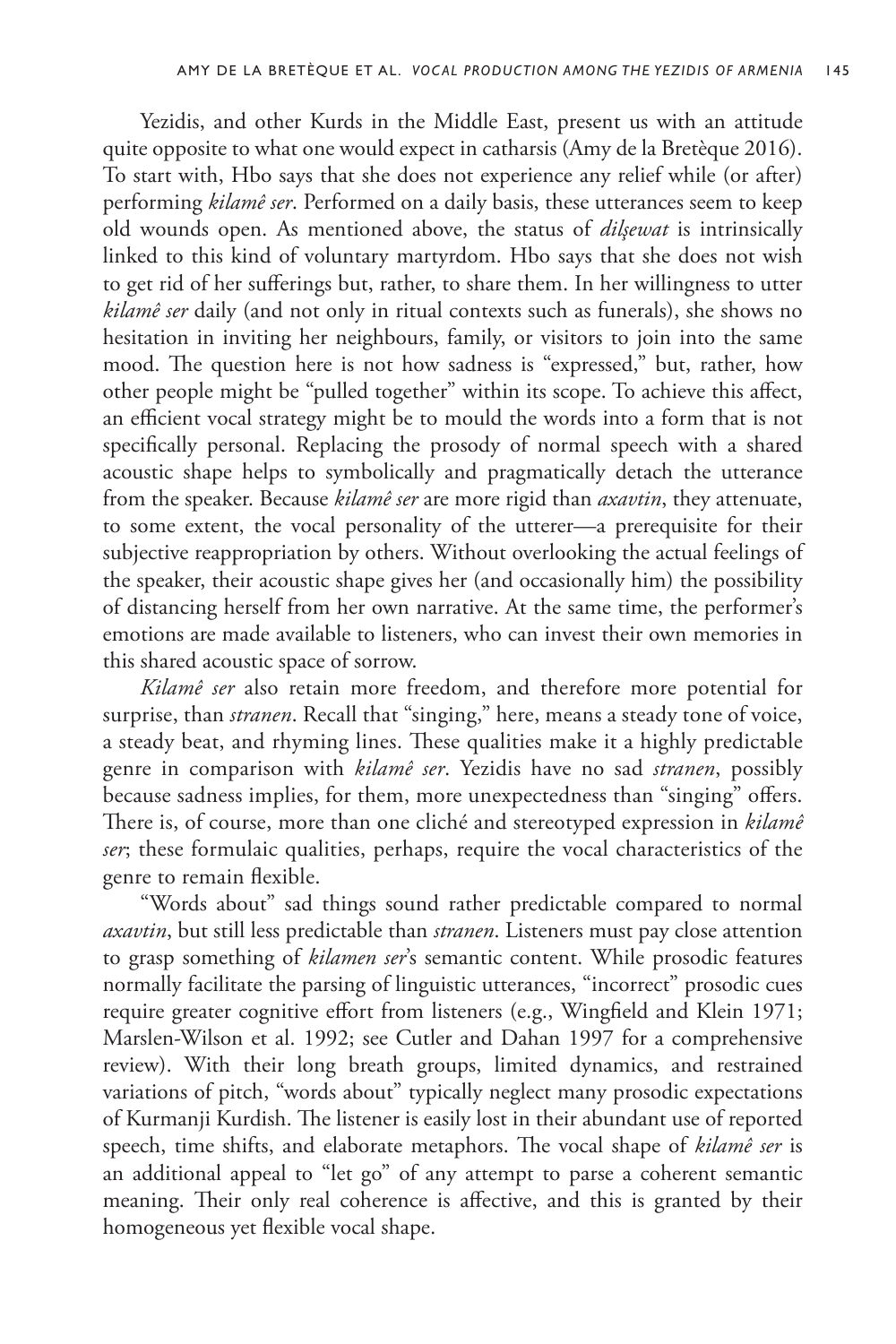Yezidis, and other Kurds in the Middle East, present us with an attitude quite opposite to what one would expect in catharsis (Amy de la Bretèque 2016). To start with, Hbo says that she does not experience any relief while (or after) performing *kilamê ser*. Performed on a daily basis, these utterances seem to keep old wounds open. As mentioned above, the status of *dilşewat* is intrinsically linked to this kind of voluntary martyrdom. Hbo says that she does not wish to get rid of her sufferings but, rather, to share them. In her willingness to utter *kilamê ser* daily (and not only in ritual contexts such as funerals), she shows no hesitation in inviting her neighbours, family, or visitors to join into the same mood. The question here is not how sadness is "expressed," but, rather, how other people might be "pulled together" within its scope. To achieve this affect, an efficient vocal strategy might be to mould the words into a form that is not specifically personal. Replacing the prosody of normal speech with a shared acoustic shape helps to symbolically and pragmatically detach the utterance from the speaker. Because *kilamê ser* are more rigid than *axavtin*, they attenuate, to some extent, the vocal personality of the utterer—a prerequisite for their subjective reappropriation by others. Without overlooking the actual feelings of the speaker, their acoustic shape gives her (and occasionally him) the possibility of distancing herself from her own narrative. At the same time, the performer's emotions are made available to listeners, who can invest their own memories in this shared acoustic space of sorrow.

*Kilamê ser* also retain more freedom, and therefore more potential for surprise, than *stranen*. Recall that "singing," here, means a steady tone of voice, a steady beat, and rhyming lines. These qualities make it a highly predictable genre in comparison with *kilamê ser*. Yezidis have no sad *stranen*, possibly because sadness implies, for them, more unexpectedness than "singing" offers. There is, of course, more than one cliché and stereotyped expression in *kilamê ser*; these formulaic qualities, perhaps, require the vocal characteristics of the genre to remain flexible.

"Words about" sad things sound rather predictable compared to normal *axavtin*, but still less predictable than *stranen*. Listeners must pay close attention to grasp something of *kilamen ser*'s semantic content. While prosodic features normally facilitate the parsing of linguistic utterances, "incorrect" prosodic cues require greater cognitive effort from listeners (e.g., Wingfield and Klein 1971; Marslen-Wilson et al. 1992; see Cutler and Dahan 1997 for a comprehensive review). With their long breath groups, limited dynamics, and restrained variations of pitch, "words about" typically neglect many prosodic expectations of Kurmanji Kurdish. The listener is easily lost in their abundant use of reported speech, time shifts, and elaborate metaphors. The vocal shape of *kilamê ser* is an additional appeal to "let go" of any attempt to parse a coherent semantic meaning. Their only real coherence is affective, and this is granted by their homogeneous yet flexible vocal shape.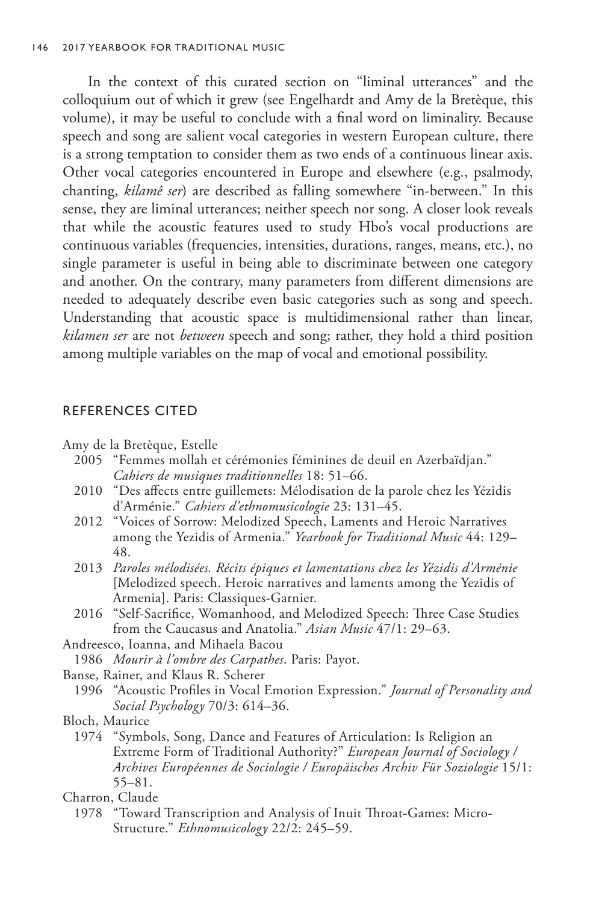In the context of this curated section on "liminal utterances" and the colloquium out of which it grew (see Engelhardt and Amy de la Bretèque, this volume), it may be useful to conclude with a final word on liminality. Because speech and song are salient vocal categories in western European culture, there is a strong temptation to consider them as two ends of a continuous linear axis. Other vocal categories encountered in Europe and elsewhere (e.g., psalmody, chanting, *kilamê ser*) are described as falling somewhere "in-between." In this sense, they are liminal utterances; neither speech nor song. A closer look reveals that while the acoustic features used to study Hbo's vocal productions are continuous variables (frequencies, intensities, durations, ranges, means, etc.), no single parameter is useful in being able to discriminate between one category and another. On the contrary, many parameters from different dimensions are needed to adequately describe even basic categories such as song and speech. Understanding that acoustic space is multidimensional rather than linear, *kilamen ser* are not *between* speech and song; rather, they hold a third position among multiple variables on the map of vocal and emotional possibility.

## REFERENCES CITED

Amy de la Bretèque, Estelle

2005 "Femmes mollah et cérémonies féminines de deuil en Azerbaïdjan." *Cahiers de musiques traditionnelles* 18: 51–66.

2010 "Des affects entre guillemets: Mélodisation de la parole chez les Yézidis d'Arménie." *Cahiers d'ethnomusicologie* 23: 131–45.

2012 "Voices of Sorrow: Melodized Speech, Laments and Heroic Narratives among the Yezidis of Armenia." *Yearbook for Traditional Music* 44: 129–48.

2013 *Paroles mélodisées. Récits épiques et lamentations chez les Yézidis d'Arménie* [Melodized speech. Heroic narratives and laments among the Yezidis of Armenia]. Paris: Classiques-Garnier.

2016 "Self-Sacrifice, Womanhood, and Melodized Speech: Three Case Studies from the Caucasus and Anatolia." *Asian Music* 47/1: 29–63.

Andreesco, Ioanna, and Mihaela Bacou

1986 *Mourir à l'ombre des Carpathes*. Paris: Payot.

Banse, Rainer, and Klaus R. Scherer

1996 "Acoustic Profiles in Vocal Emotion Expression." *Journal of Personality and Social Psychology* 70/3: 614–36.

Bloch, Maurice

1974 "Symbols, Song, Dance and Features of Articulation: Is Religion an Extreme Form of Traditional Authority?" *European Journal of Sociology / Archives Européennes de Sociologie / Europäisches Archiv Für Soziologie* 15/1: 55–81.

Charron, Claude

1978 "Toward Transcription and Analysis of Inuit Throat-Games: Micro-Structure." *Ethnomusicology* 22/2: 245–59.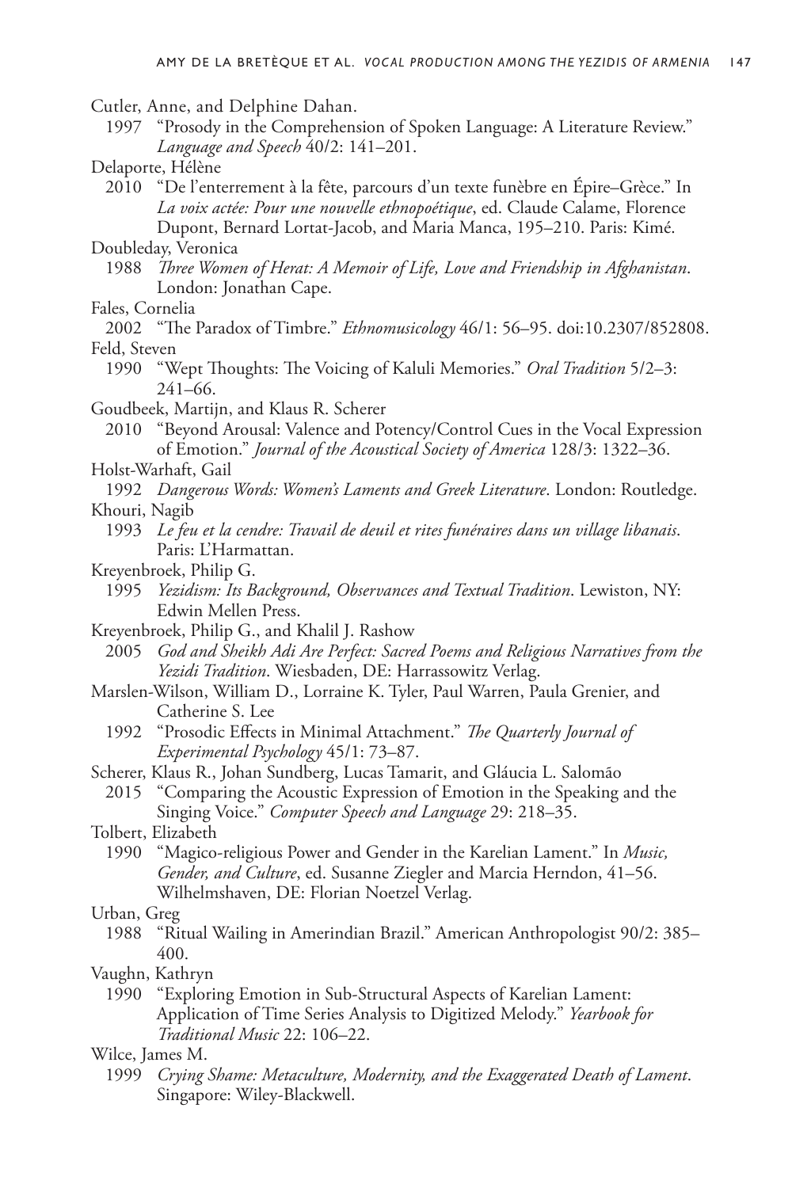Cutler, Anne, and Delphine Dahan.

1997 "Prosody in the Comprehension of Spoken Language: A Literature Review." *Language and Speech* 40/2: 141–201.

Delaporte, Hélène

2010 "De l'enterrement à la fête, parcours d'un texte funèbre en Épire–Grèce." In *La voix actée: Pour une nouvelle ethnopoétique*, ed. Claude Calame, Florence Dupont, Bernard Lortat-Jacob, and Maria Manca, 195–210. Paris: Kimé.

Doubleday, Veronica

1988 *Three Women of Herat: A Memoir of Life, Love and Friendship in Afghanistan*. London: Jonathan Cape.

Fales, Cornelia

2002 "The Paradox of Timbre." *Ethnomusicology* 46/1: 56–95. doi:10.2307/852808.

Feld, Steven

1990 "Wept Thoughts: The Voicing of Kaluli Memories." *Oral Tradition* 5/2–3: 241–66.

Goudbeek, Martijn, and Klaus R. Scherer

2010 "Beyond Arousal: Valence and Potency/Control Cues in the Vocal Expression of Emotion." *Journal of the Acoustical Society of America* 128/3: 1322–36.

Holst-Warhaft, Gail

1992 *Dangerous Words: Women's Laments and Greek Literature*. London: Routledge.

Khouri, Nagib

1993 *Le feu et la cendre: Travail de deuil et rites funéraires dans un village libanais*. Paris: L'Harmattan.

Kreyenbroek, Philip G.

1995 *Yezidism: Its Background, Observances and Textual Tradition*. Lewiston, NY: Edwin Mellen Press.

Kreyenbroek, Philip G., and Khalil J. Rashow

2005 *God and Sheikh Adi Are Perfect: Sacred Poems and Religious Narratives from the Yezidi Tradition*. Wiesbaden, DE: Harrassowitz Verlag.

Marslen-Wilson, William D., Lorraine K. Tyler, Paul Warren, Paula Grenier, and Catherine S. Lee

1992 "Prosodic Effects in Minimal Attachment." *The Quarterly Journal of Experimental Psychology* 45/1: 73–87.

Scherer, Klaus R., Johan Sundberg, Lucas Tamarit, and Gláucia L. Salomão

2015 "Comparing the Acoustic Expression of Emotion in the Speaking and the Singing Voice." *Computer Speech and Language* 29: 218–35.

Tolbert, Elizabeth

1990 "Magico-religious Power and Gender in the Karelian Lament." In *Music, Gender, and Culture*, ed. Susanne Ziegler and Marcia Herndon, 41–56. Wilhelmshaven, DE: Florian Noetzel Verlag.

Urban, Greg

1988 "Ritual Wailing in Amerindian Brazil." American Anthropologist 90/2: 385–400.

Vaughn, Kathryn

1990 "Exploring Emotion in Sub-Structural Aspects of Karelian Lament: Application of Time Series Analysis to Digitized Melody." *Yearbook for Traditional Music* 22: 106–22.

Wilce, James M.

1999 *Crying Shame: Metaculture, Modernity, and the Exaggerated Death of Lament*. Singapore: Wiley-Blackwell.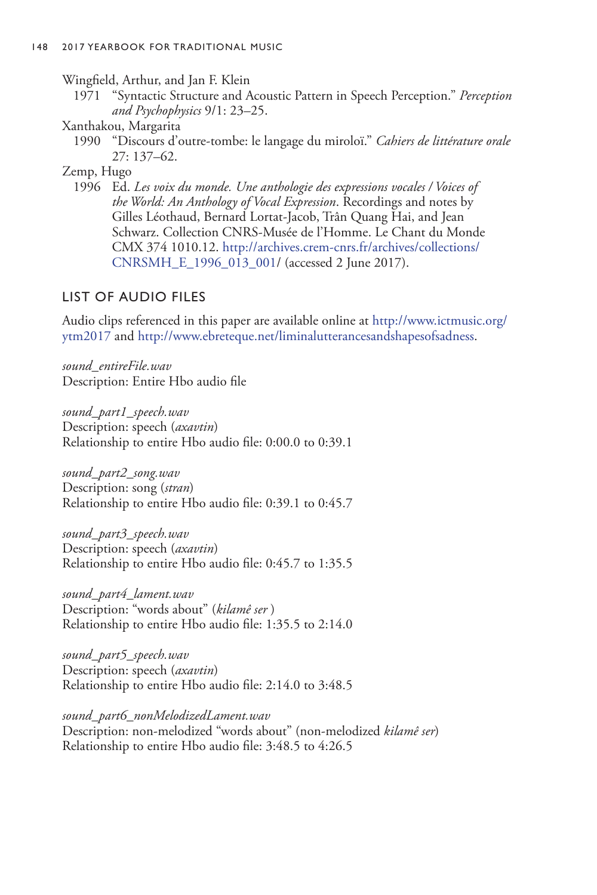Wingfield, Arthur, and Jan F. Klein

1971 "Syntactic Structure and Acoustic Pattern in Speech Perception." *Perception and Psychophysics* 9/1: 23–25.

Xanthakou, Margarita

1990 "Discours d'outre-tombe: le langage du miroloï." *Cahiers de littérature orale* 27: 137–62.

Zemp, Hugo

1996 Ed. *Les voix du monde. Une anthologie des expressions vocales / Voices of the World: An Anthology of Vocal Expression*. Recordings and notes by Gilles Léothaud, Bernard Lortat-Jacob, Trân Quang Hai, and Jean Schwarz. Collection CNRS-Musée de l'Homme. Le Chant du Monde CMX 374 1010.12. http://archives.crem-cnrs.fr/archives/collections/CNRSMH_E_1996_013_001/ (accessed 2 June 2017).

## LIST OF AUDIO FILES

Audio clips referenced in this paper are available online at http://www.ictmusic.org/ytm2017 and http://www.ebreteque.net/liminalutterancesandshapesofsadness.

*sound_entireFile.wav*
Description: Entire Hbo audio file

*sound_part1_speech.wav*
Description: speech (*axavtin*)
Relationship to entire Hbo audio file: 0:00.0 to 0:39.1

*sound_part2_song.wav*
Description: song (*stran*)
Relationship to entire Hbo audio file: 0:39.1 to 0:45.7

*sound_part3_speech.wav*
Description: speech (*axavtin*)
Relationship to entire Hbo audio file: 0:45.7 to 1:35.5

*sound_part4_lament.wav*
Description: "words about" (*kilamê ser* )
Relationship to entire Hbo audio file: 1:35.5 to 2:14.0

*sound_part5_speech.wav*
Description: speech (*axavtin*)
Relationship to entire Hbo audio file: 2:14.0 to 3:48.5

*sound_part6_nonMelodizedLament.wav*
Description: non-melodized "words about" (non-melodized *kilamê ser*)
Relationship to entire Hbo audio file: 3:48.5 to 4:26.5